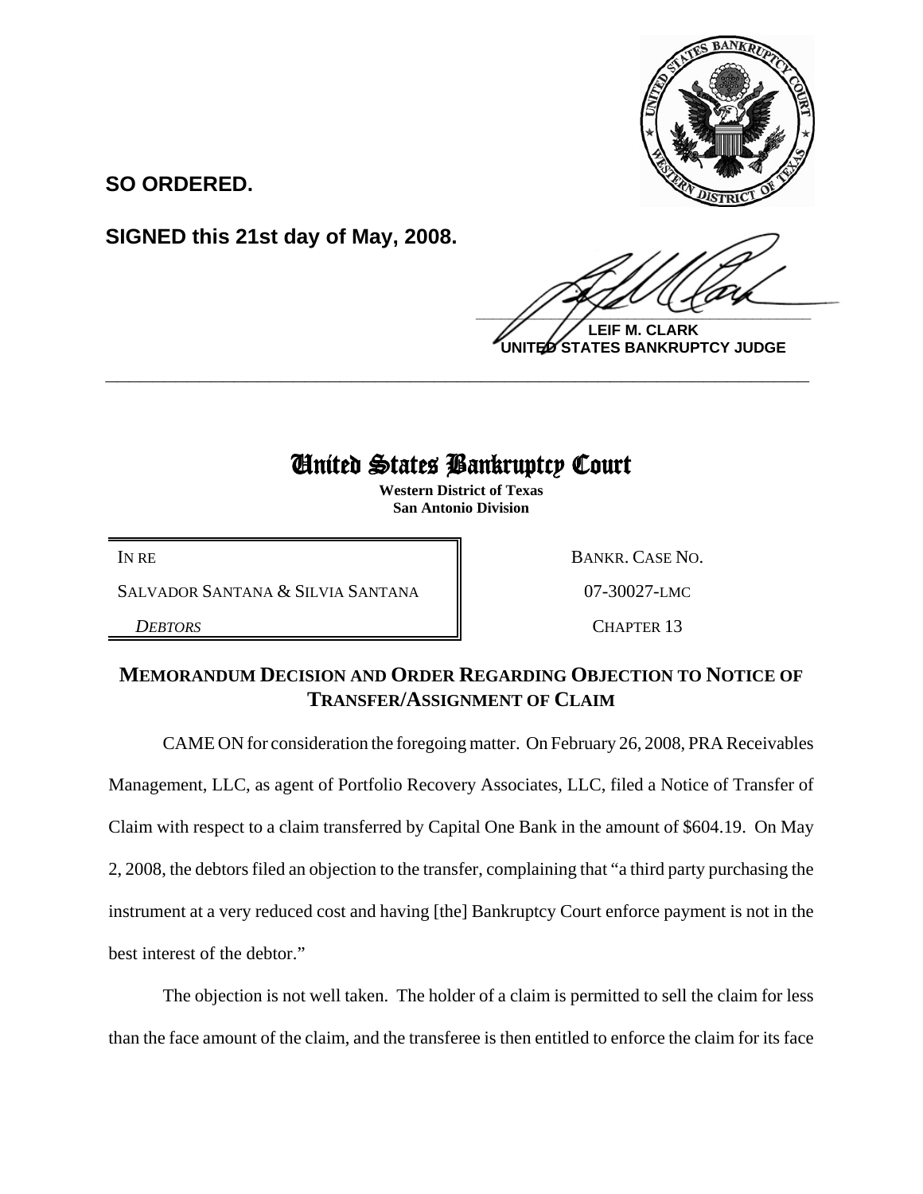**SO ORDERED.**

**SIGNED this 21st day of May, 2008.**

**LEIF M. CLARK**
**UNITED STATES BANKRUPTCY JUDGE**

---

# United States Bankruptcy Court

**Western District of Texas**
**San Antonio Division**

| | |
|---|---|
| IN RE | BANKR. CASE NO. |
| SALVADOR SANTANA & SILVIA SANTANA | 07-30027-LMC |
| *DEBTORS* | CHAPTER 13 |

## MEMORANDUM DECISION AND ORDER REGARDING OBJECTION TO NOTICE OF TRANSFER/ASSIGNMENT OF CLAIM

CAME ON for consideration the foregoing matter. On February 26, 2008, PRA Receivables Management, LLC, as agent of Portfolio Recovery Associates, LLC, filed a Notice of Transfer of Claim with respect to a claim transferred by Capital One Bank in the amount of $604.19. On May 2, 2008, the debtors filed an objection to the transfer, complaining that "a third party purchasing the instrument at a very reduced cost and having [the] Bankruptcy Court enforce payment is not in the best interest of the debtor."

The objection is not well taken. The holder of a claim is permitted to sell the claim for less than the face amount of the claim, and the transferee is then entitled to enforce the claim for its face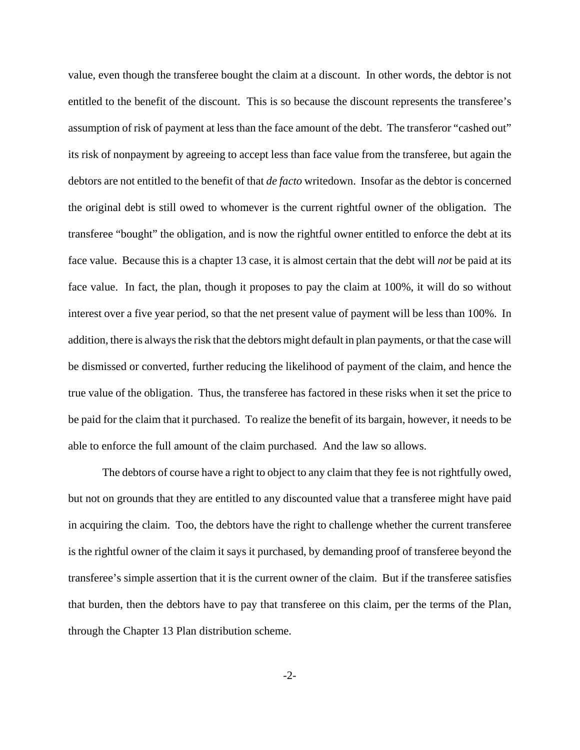value, even though the transferee bought the claim at a discount. In other words, the debtor is not entitled to the benefit of the discount. This is so because the discount represents the transferee's assumption of risk of payment at less than the face amount of the debt. The transferor "cashed out" its risk of nonpayment by agreeing to accept less than face value from the transferee, but again the debtors are not entitled to the benefit of that *de facto* writedown. Insofar as the debtor is concerned the original debt is still owed to whomever is the current rightful owner of the obligation. The transferee "bought" the obligation, and is now the rightful owner entitled to enforce the debt at its face value. Because this is a chapter 13 case, it is almost certain that the debt will *not* be paid at its face value. In fact, the plan, though it proposes to pay the claim at 100%, it will do so without interest over a five year period, so that the net present value of payment will be less than 100%. In addition, there is always the risk that the debtors might default in plan payments, or that the case will be dismissed or converted, further reducing the likelihood of payment of the claim, and hence the true value of the obligation. Thus, the transferee has factored in these risks when it set the price to be paid for the claim that it purchased. To realize the benefit of its bargain, however, it needs to be able to enforce the full amount of the claim purchased. And the law so allows.

The debtors of course have a right to object to any claim that they fee is not rightfully owed, but not on grounds that they are entitled to any discounted value that a transferee might have paid in acquiring the claim. Too, the debtors have the right to challenge whether the current transferee is the rightful owner of the claim it says it purchased, by demanding proof of transferee beyond the transferee's simple assertion that it is the current owner of the claim. But if the transferee satisfies that burden, then the debtors have to pay that transferee on this claim, per the terms of the Plan, through the Chapter 13 Plan distribution scheme.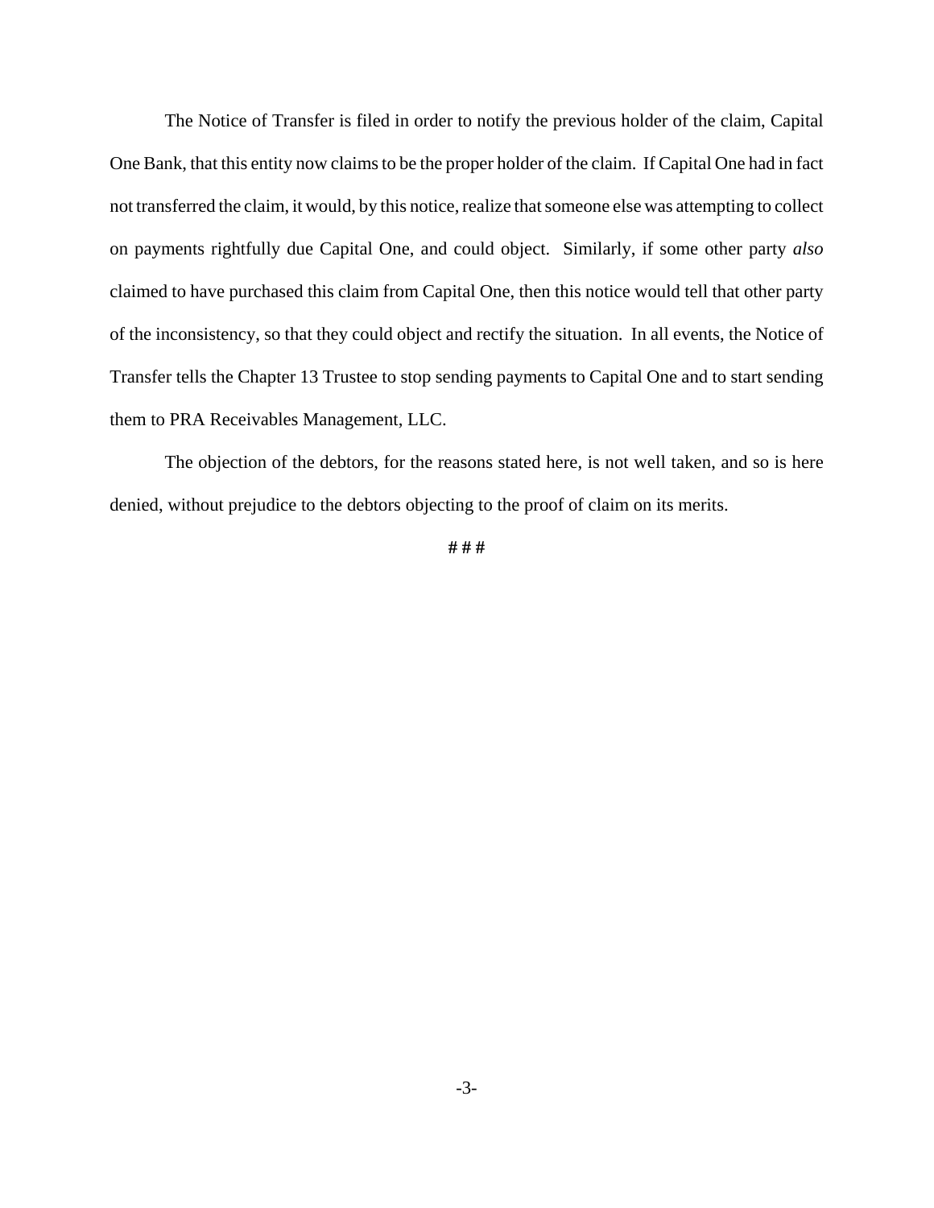The Notice of Transfer is filed in order to notify the previous holder of the claim, Capital One Bank, that this entity now claims to be the proper holder of the claim. If Capital One had in fact not transferred the claim, it would, by this notice, realize that someone else was attempting to collect on payments rightfully due Capital One, and could object. Similarly, if some other party *also* claimed to have purchased this claim from Capital One, then this notice would tell that other party of the inconsistency, so that they could object and rectify the situation. In all events, the Notice of Transfer tells the Chapter 13 Trustee to stop sending payments to Capital One and to start sending them to PRA Receivables Management, LLC.

The objection of the debtors, for the reasons stated here, is not well taken, and so is here denied, without prejudice to the debtors objecting to the proof of claim on its merits.

# # #